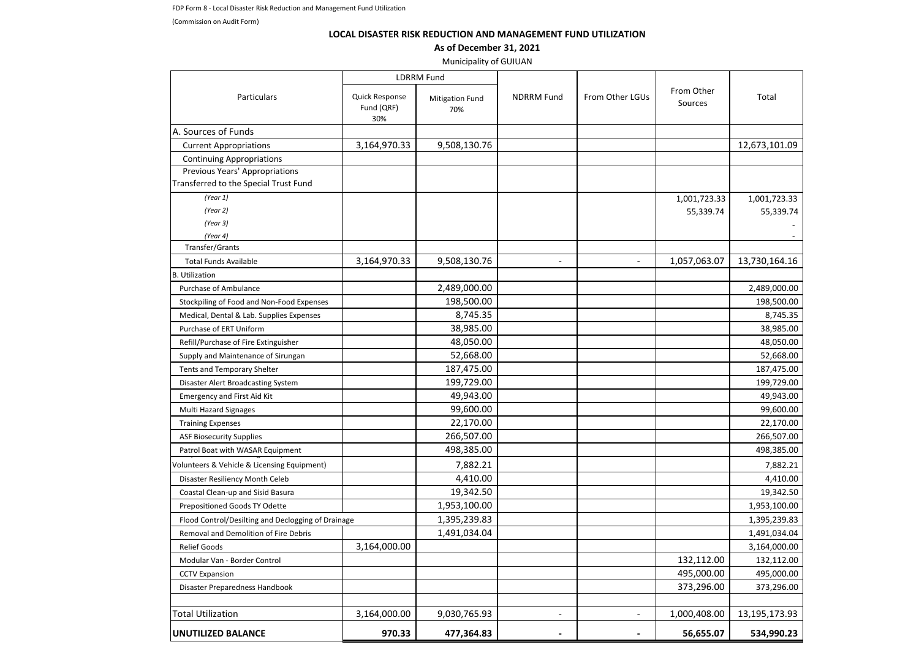FDP Form 8 - Local Disaster Risk Reduction and Management Fund Utilization

(Commission on Audit Form)

**LOCAL DISASTER RISK REDUCTION AND MANAGEMENT FUND UTILIZATION**

**As of December 31, 2021**

Municipality of GUIUAN

| Particulars | LDRRM Fund | | NDRRM Fund | From Other LGUs | From Other Sources | Total |
|---|---|---|---|---|---|---|
| | Quick Response Fund (QRF) 30% | Mitigation Fund 70% | | | | |
| A. Sources of Funds | | | | | | |
| Current Appropriations | 3,164,970.33 | 9,508,130.76 | | | | 12,673,101.09 |
| Continuing Appropriations | | | | | | |
| Previous Years' Appropriations Transferred to the Special Trust Fund | | | | | | |
| *(Year 1)* | | | | | 1,001,723.33 | 1,001,723.33 |
| *(Year 2)* | | | | | 55,339.74 | 55,339.74 |
| *(Year 3)* | | | | | | - |
| *(Year 4)* | | | | | | - |
| Transfer/Grants | | | | | | |
| Total Funds Available | 3,164,970.33 | 9,508,130.76 | - | - | 1,057,063.07 | 13,730,164.16 |
| B. Utilization | | | | | | |
| Purchase of Ambulance | | 2,489,000.00 | | | | 2,489,000.00 |
| Stockpiling of Food and Non-Food Expenses | | 198,500.00 | | | | 198,500.00 |
| Medical, Dental & Lab. Supplies Expenses | | 8,745.35 | | | | 8,745.35 |
| Purchase of ERT Uniform | | 38,985.00 | | | | 38,985.00 |
| Refill/Purchase of Fire Extinguisher | | 48,050.00 | | | | 48,050.00 |
| Supply and Maintenance of Sirungan | | 52,668.00 | | | | 52,668.00 |
| Tents and Temporary Shelter | | 187,475.00 | | | | 187,475.00 |
| Disaster Alert Broadcasting System | | 199,729.00 | | | | 199,729.00 |
| Emergency and First Aid Kit | | 49,943.00 | | | | 49,943.00 |
| Multi Hazard Signages | | 99,600.00 | | | | 99,600.00 |
| Training Expenses | | 22,170.00 | | | | 22,170.00 |
| ASF Biosecurity Supplies | | 266,507.00 | | | | 266,507.00 |
| Patrol Boat with WASAR Equipment | | 498,385.00 | | | | 498,385.00 |
| Volunteers & Vehicle & Licensing Equipment) | | 7,882.21 | | | | 7,882.21 |
| Disaster Resiliency Month Celeb | | 4,410.00 | | | | 4,410.00 |
| Coastal Clean-up and Sisid Basura | | 19,342.50 | | | | 19,342.50 |
| Prepositioned Goods TY Odette | | 1,953,100.00 | | | | 1,953,100.00 |
| Flood Control/Desilting and Declogging of Drainage | | 1,395,239.83 | | | | 1,395,239.83 |
| Removal and Demolition of Fire Debris | | 1,491,034.04 | | | | 1,491,034.04 |
| Relief Goods | 3,164,000.00 | | | | | 3,164,000.00 |
| Modular Van - Border Control | | | | | 132,112.00 | 132,112.00 |
| CCTV Expansion | | | | | 495,000.00 | 495,000.00 |
| Disaster Preparedness Handbook | | | | | 373,296.00 | 373,296.00 |
| Total Utilization | 3,164,000.00 | 9,030,765.93 | - | - | 1,000,408.00 | 13,195,173.93 |
| **UNUTILIZED BALANCE** | **970.33** | **477,364.83** | **-** | **-** | **56,655.07** | **534,990.23** |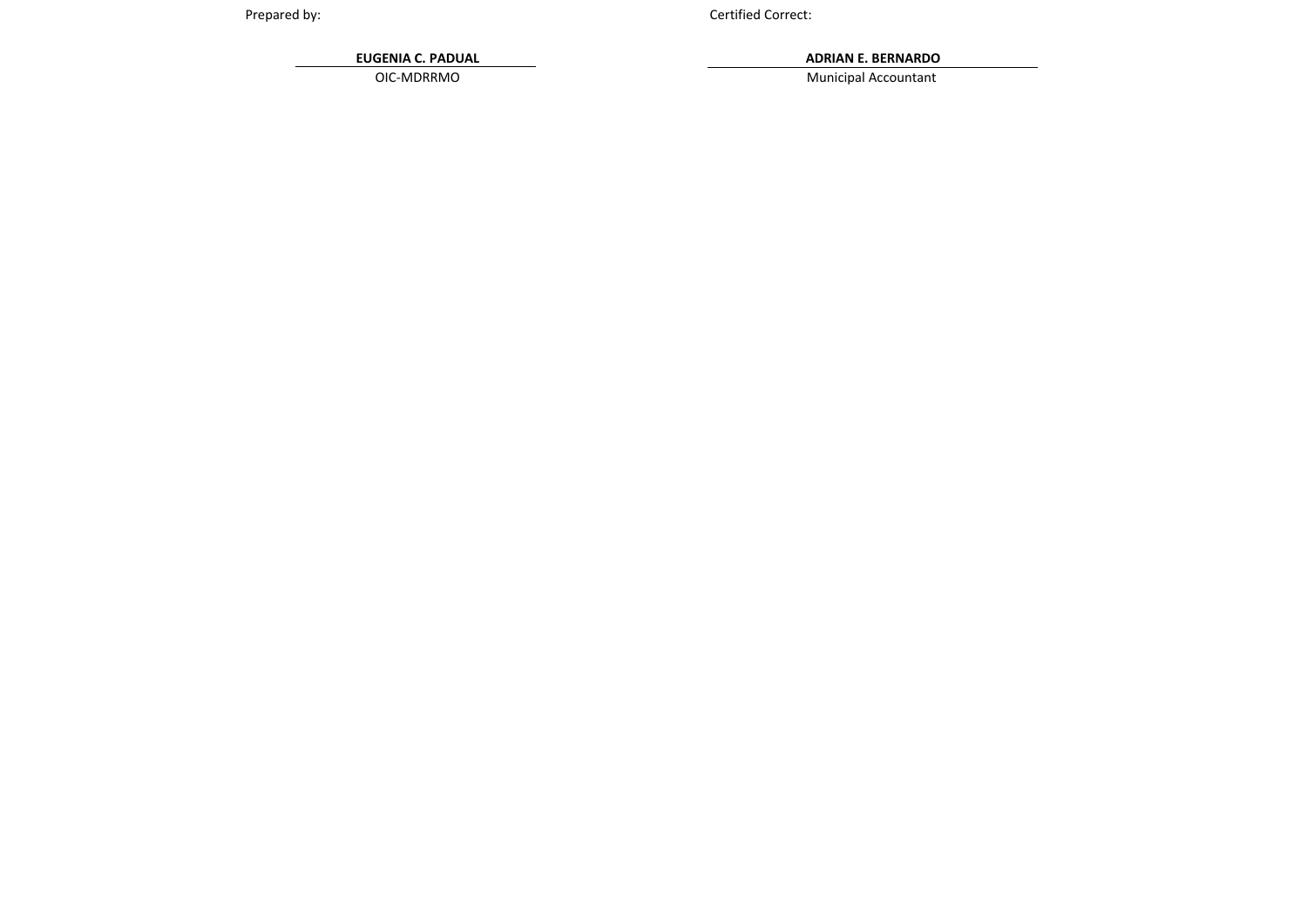| Prepared by: | Certified Correct: |
|---|---|
| **EUGENIA C. PADUAL** | **ADRIAN E. BERNARDO** |
| OIC-MDRRMO | Municipal Accountant |